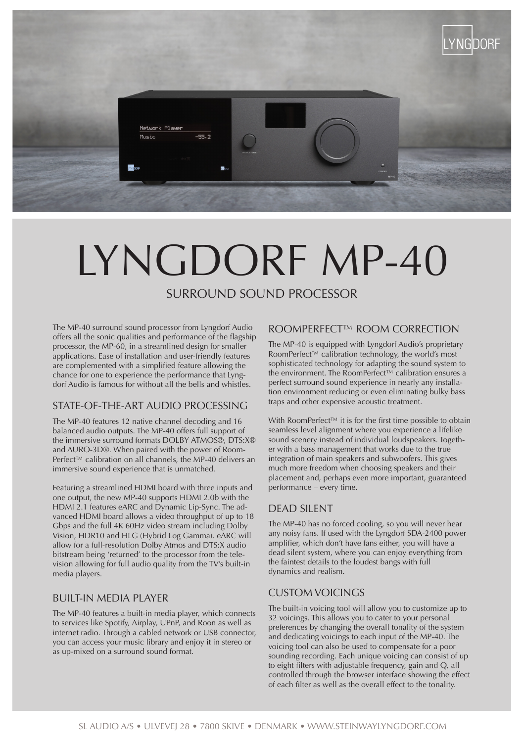# LYNGDORF MP-40

## SURROUND SOUND PROCESSOR

The MP-40 surround sound processor from Lyngdorf Audio offers all the sonic qualities and performance of the flagship processor, the MP-60, in a streamlined design for smaller applications. Ease of installation and user-friendly features are complemented with a simplified feature allowing the chance for one to experience the performance that Lyngdorf Audio is famous for without all the bells and whistles.

### STATE-OF-THE-ART AUDIO PROCESSING

The MP-40 features 12 native channel decoding and 16 balanced audio outputs. The MP-40 offers full support of the immersive surround formats DOLBY ATMOS®, DTS:X® and AURO-3D®. When paired with the power of RoomPerfect™ calibration on all channels, the MP-40 delivers an immersive sound experience that is unmatched.

Featuring a streamlined HDMI board with three inputs and one output, the new MP-40 supports HDMI 2.0b with the HDMI 2.1 features eARC and Dynamic Lip-Sync. The advanced HDMI board allows a video throughput of up to 18 Gbps and the full 4K 60Hz video stream including Dolby Vision, HDR10 and HLG (Hybrid Log Gamma). eARC will allow for a full-resolution Dolby Atmos and DTS:X audio bitstream being 'returned' to the processor from the television allowing for full audio quality from the TV's built-in media players.

### BUILT-IN MEDIA PLAYER

The MP-40 features a built-in media player, which connects to services like Spotify, Airplay, UPnP, and Roon as well as internet radio. Through a cabled network or USB connector, you can access your music library and enjoy it in stereo or as up-mixed on a surround sound format.

### ROOMPERFECT™ ROOM CORRECTION

The MP-40 is equipped with Lyngdorf Audio's proprietary RoomPerfect™ calibration technology, the world's most sophisticated technology for adapting the sound system to the environment. The RoomPerfect™ calibration ensures a perfect surround sound experience in nearly any installation environment reducing or even eliminating bulky bass traps and other expensive acoustic treatment.

With RoomPerfect™ it is for the first time possible to obtain seamless level alignment where you experience a lifelike sound scenery instead of individual loudspeakers. Together with a bass management that works due to the true integration of main speakers and subwoofers. This gives much more freedom when choosing speakers and their placement and, perhaps even more important, guaranteed performance – every time.

### DEAD SILENT

The MP-40 has no forced cooling, so you will never hear any noisy fans. If used with the Lyngdorf SDA-2400 power amplifier, which don't have fans either, you will have a dead silent system, where you can enjoy everything from the faintest details to the loudest bangs with full dynamics and realism.

### CUSTOM VOICINGS

The built-in voicing tool will allow you to customize up to 32 voicings. This allows you to cater to your personal preferences by changing the overall tonality of the system and dedicating voicings to each input of the MP-40. The voicing tool can also be used to compensate for a poor sounding recording. Each unique voicing can consist of up to eight filters with adjustable frequency, gain and Q, all controlled through the browser interface showing the effect of each filter as well as the overall effect to the tonality.

SL AUDIO A/S • ULVEVEJ 28 • 7800 SKIVE • DENMARK • WWW.STEINWAYLYNGDORF.COM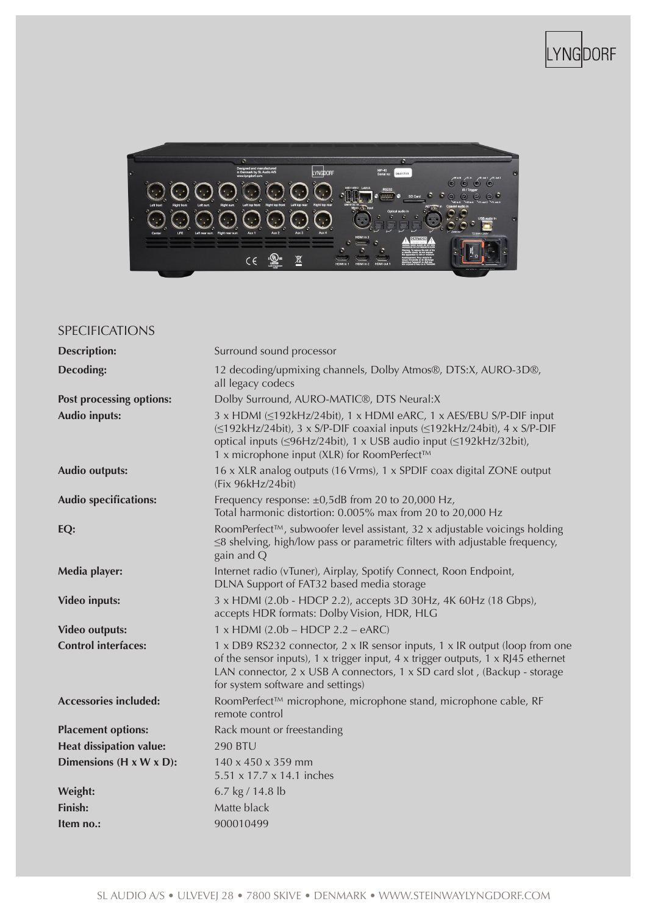## SPECIFICATIONS

| | |
|---|---|
| **Description:** | Surround sound processor |
| **Decoding:** | 12 decoding/upmixing channels, Dolby Atmos®, DTS:X, AURO-3D®, all legacy codecs |
| **Post processing options:** | Dolby Surround, AURO-MATIC®, DTS Neural:X |
| **Audio inputs:** | 3 x HDMI (≤192kHz/24bit), 1 x HDMI eARC, 1 x AES/EBU S/P-DIF input (≤192kHz/24bit), 3 x S/P-DIF coaxial inputs (≤192kHz/24bit), 4 x S/P-DIF optical inputs (≤96Hz/24bit), 1 x USB audio input (≤192kHz/32bit), 1 x microphone input (XLR) for RoomPerfect™ |
| **Audio outputs:** | 16 x XLR analog outputs (16 Vrms), 1 x SPDIF coax digital ZONE output (Fix 96kHz/24bit) |
| **Audio specifications:** | Frequency response: ±0,5dB from 20 to 20,000 Hz, Total harmonic distortion: 0.005% max from 20 to 20,000 Hz |
| **EQ:** | RoomPerfect™, subwoofer level assistant, 32 x adjustable voicings holding ≤8 shelving, high/low pass or parametric filters with adjustable frequency, gain and Q |
| **Media player:** | Internet radio (vTuner), Airplay, Spotify Connect, Roon Endpoint, DLNA Support of FAT32 based media storage |
| **Video inputs:** | 3 x HDMI (2.0b - HDCP 2.2), accepts 3D 30Hz, 4K 60Hz (18 Gbps), accepts HDR formats: Dolby Vision, HDR, HLG |
| **Video outputs:** | 1 x HDMI (2.0b – HDCP 2.2 – eARC) |
| **Control interfaces:** | 1 x DB9 RS232 connector, 2 x IR sensor inputs, 1 x IR output (loop from one of the sensor inputs), 1 x trigger input, 4 x trigger outputs, 1 x RJ45 ethernet LAN connector, 2 x USB A connectors, 1 x SD card slot , (Backup - storage for system software and settings) |
| **Accessories included:** | RoomPerfect™ microphone, microphone stand, microphone cable, RF remote control |
| **Placement options:** | Rack mount or freestanding |
| **Heat dissipation value:** | 290 BTU |
| **Dimensions (H x W x D):** | 140 x 450 x 359 mm<br>5.51 x 17.7 x 14.1 inches |
| **Weight:** | 6.7 kg / 14.8 lb |
| **Finish:** | Matte black |
| **Item no.:** | 900010499 |

SL AUDIO A/S • ULVEVEJ 28 • 7800 SKIVE • DENMARK • WWW.STEINWAYLYNGDORF.COM